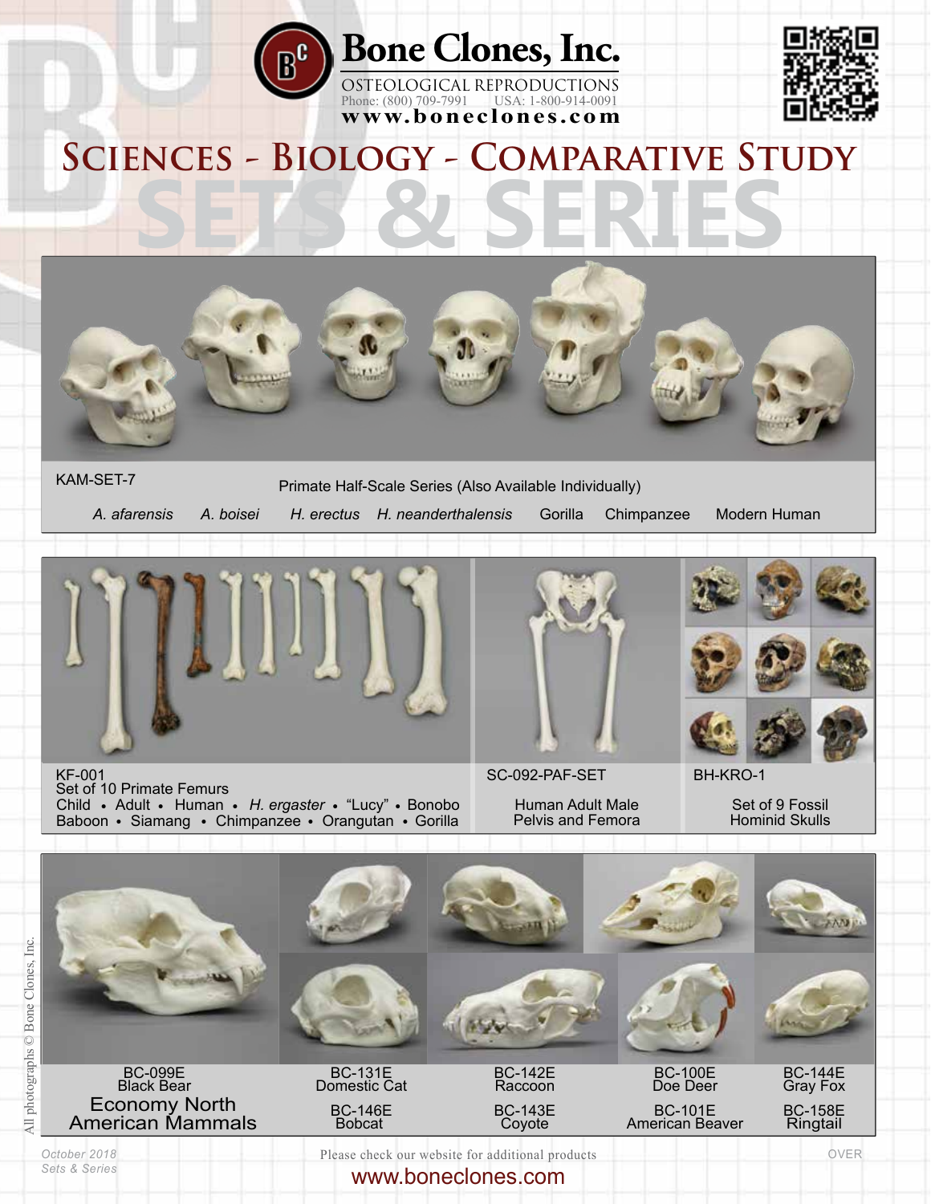# Bone Clones, Inc.

OSTEOLOGICAL REPRODUCTIONS

Phone: (800) 709-7991 USA: 1-800-914-0091

www.boneclones.com

# SCIENCES - BIOLOGY - COMPARATIVE STUDY

## SETS & SERIES

KAM-SET-7

Primate Half-Scale Series (Also Available Individually)

*A. afarensis* *A. boisei* *H. erectus* *H. neanderthalensis* Gorilla Chimpanzee Modern Human

KF-001
Set of 10 Primate Femurs
Child • Adult • Human • *H. ergaster* • "Lucy" • Bonobo
Baboon • Siamang • Chimpanzee • Orangutan • Gorilla

SC-092-PAF-SET

Human Adult Male
Pelvis and Femora

BH-KRO-1

Set of 9 Fossil
Hominid Skulls

BC-099E
Black Bear

Economy North
American Mammals

BC-131E
Domestic Cat

BC-146E
Bobcat

BC-142E
Raccoon

BC-143E
Coyote

BC-100E
Doe Deer

BC-101E
American Beaver

BC-144E
Gray Fox

BC-158E
Ringtail

All photographs © Bone Clones, Inc.

October 2018
Sets & Series

Please check our website for additional products

www.boneclones.com

OVER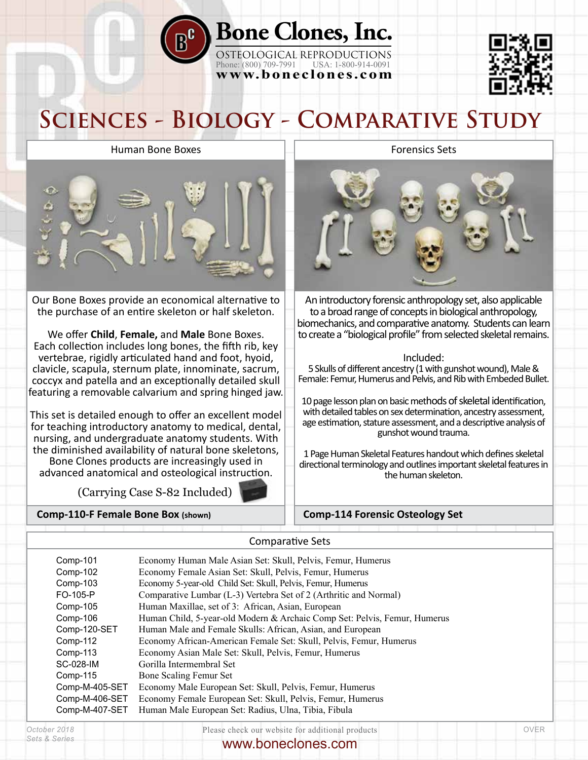# Bone Clones, Inc.

OSTEOLOGICAL REPRODUCTIONS

Phone: (800) 709-7991 USA: 1-800-914-0091

**www.boneclones.com**

# Sciences - Biology - Comparative Study

## Human Bone Boxes

Our Bone Boxes provide an economical alternative to the purchase of an entire skeleton or half skeleton.

We offer **Child**, **Female,** and **Male** Bone Boxes. Each collection includes long bones, the fifth rib, key vertebrae, rigidly articulated hand and foot, hyoid, clavicle, scapula, sternum plate, innominate, sacrum, coccyx and patella and an exceptionally detailed skull featuring a removable calvarium and spring hinged jaw.

This set is detailed enough to offer an excellent model for teaching introductory anatomy to medical, dental, nursing, and undergraduate anatomy students. With the diminished availability of natural bone skeletons, Bone Clones products are increasingly used in advanced anatomical and osteological instruction.

(Carrying Case S-82 Included)

**Comp-110-F Female Bone Box** (shown)

## Forensics Sets

An introductory forensic anthropology set, also applicable to a broad range of concepts in biological anthropology, biomechanics, and comparative anatomy. Students can learn to create a "biological profile" from selected skeletal remains.

Included:
5 Skulls of different ancestry (1 with gunshot wound), Male & Female: Femur, Humerus and Pelvis, and Rib with Embeded Bullet.

10 page lesson plan on basic methods of skeletal identification, with detailed tables on sex determination, ancestry assessment, age estimation, stature assessment, and a descriptive analysis of gunshot wound trauma.

1 Page Human Skeletal Features handout which defines skeletal directional terminology and outlines important skeletal features in the human skeleton.

**Comp-114 Forensic Osteology Set**

## Comparative Sets

| | |
|---|---|
| Comp-101 | Economy Human Male Asian Set: Skull, Pelvis, Femur, Humerus |
| Comp-102 | Economy Female Asian Set: Skull, Pelvis, Femur, Humerus |
| Comp-103 | Economy 5-year-old Child Set: Skull, Pelvis, Femur, Humerus |
| FO-105-P | Comparative Lumbar (L-3) Vertebra Set of 2 (Arthritic and Normal) |
| Comp-105 | Human Maxillae, set of 3: African, Asian, European |
| Comp-106 | Human Child, 5-year-old Modern & Archaic Comp Set: Pelvis, Femur, Humerus |
| Comp-120-SET | Human Male and Female Skulls: African, Asian, and European |
| Comp-112 | Economy African-American Female Set: Skull, Pelvis, Femur, Humerus |
| Comp-113 | Economy Asian Male Set: Skull, Pelvis, Femur, Humerus |
| SC-028-IM | Gorilla Intermembral Set |
| Comp-115 | Bone Scaling Femur Set |
| Comp-M-405-SET | Economy Male European Set: Skull, Pelvis, Femur, Humerus |
| Comp-M-406-SET | Economy Female European Set: Skull, Pelvis, Femur, Humerus |
| Comp-M-407-SET | Human Male European Set: Radius, Ulna, Tibia, Fibula |

*October 2018*
*Sets & Series*

Please check our website for additional products

www.boneclones.com

OVER